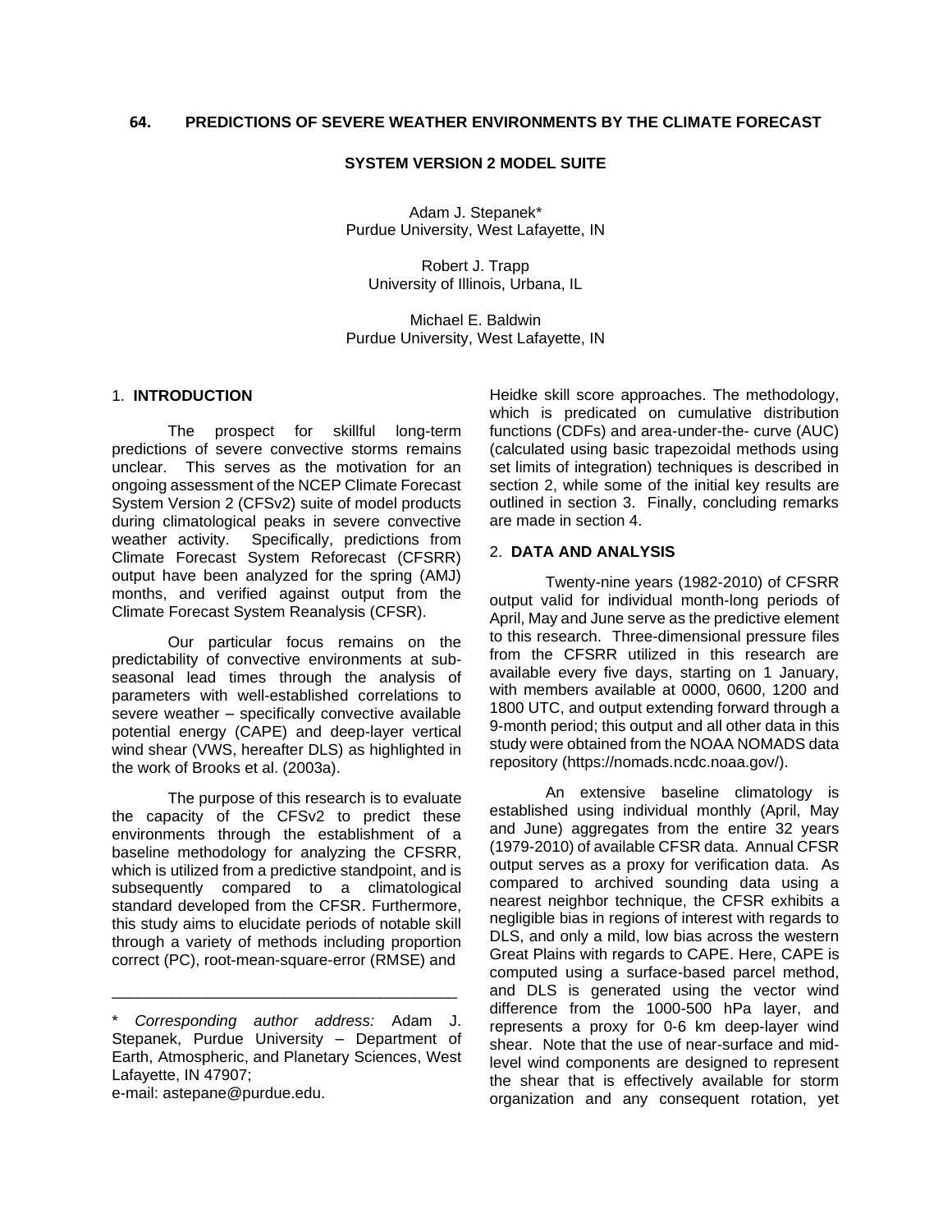# 64. PREDICTIONS OF SEVERE WEATHER ENVIRONMENTS BY THE CLIMATE FORECAST SYSTEM VERSION 2 MODEL SUITE

Adam J. Stepanek*
Purdue University, West Lafayette, IN

Robert J. Trapp
University of Illinois, Urbana, IL

Michael E. Baldwin
Purdue University, West Lafayette, IN

## 1. INTRODUCTION

The prospect for skillful long-term predictions of severe convective storms remains unclear. This serves as the motivation for an ongoing assessment of the NCEP Climate Forecast System Version 2 (CFSv2) suite of model products during climatological peaks in severe convective weather activity. Specifically, predictions from Climate Forecast System Reforecast (CFSRR) output have been analyzed for the spring (AMJ) months, and verified against output from the Climate Forecast System Reanalysis (CFSR).

Our particular focus remains on the predictability of convective environments at sub-seasonal lead times through the analysis of parameters with well-established correlations to severe weather – specifically convective available potential energy (CAPE) and deep-layer vertical wind shear (VWS, hereafter DLS) as highlighted in the work of Brooks et al. (2003a).

The purpose of this research is to evaluate the capacity of the CFSv2 to predict these environments through the establishment of a baseline methodology for analyzing the CFSRR, which is utilized from a predictive standpoint, and is subsequently compared to a climatological standard developed from the CFSR. Furthermore, this study aims to elucidate periods of notable skill through a variety of methods including proportion correct (PC), root-mean-square-error (RMSE) and Heidke skill score approaches. The methodology, which is predicated on cumulative distribution functions (CDFs) and area-under-the- curve (AUC) (calculated using basic trapezoidal methods using set limits of integration) techniques is described in section 2, while some of the initial key results are outlined in section 3. Finally, concluding remarks are made in section 4.

## 2. DATA AND ANALYSIS

Twenty-nine years (1982-2010) of CFSRR output valid for individual month-long periods of April, May and June serve as the predictive element to this research. Three-dimensional pressure files from the CFSRR utilized in this research are available every five days, starting on 1 January, with members available at 0000, 0600, 1200 and 1800 UTC, and output extending forward through a 9-month period; this output and all other data in this study were obtained from the NOAA NOMADS data repository (https://nomads.ncdc.noaa.gov/).

An extensive baseline climatology is established using individual monthly (April, May and June) aggregates from the entire 32 years (1979-2010) of available CFSR data. Annual CFSR output serves as a proxy for verification data. As compared to archived sounding data using a nearest neighbor technique, the CFSR exhibits a negligible bias in regions of interest with regards to DLS, and only a mild, low bias across the western Great Plains with regards to CAPE. Here, CAPE is computed using a surface-based parcel method, and DLS is generated using the vector wind difference from the 1000-500 hPa layer, and represents a proxy for 0-6 km deep-layer wind shear. Note that the use of near-surface and mid-level wind components are designed to represent the shear that is effectively available for storm organization and any consequent rotation, yet

---

\* *Corresponding author address:* Adam J. Stepanek, Purdue University – Department of Earth, Atmospheric, and Planetary Sciences, West Lafayette, IN 47907;
e-mail: astepane@purdue.edu.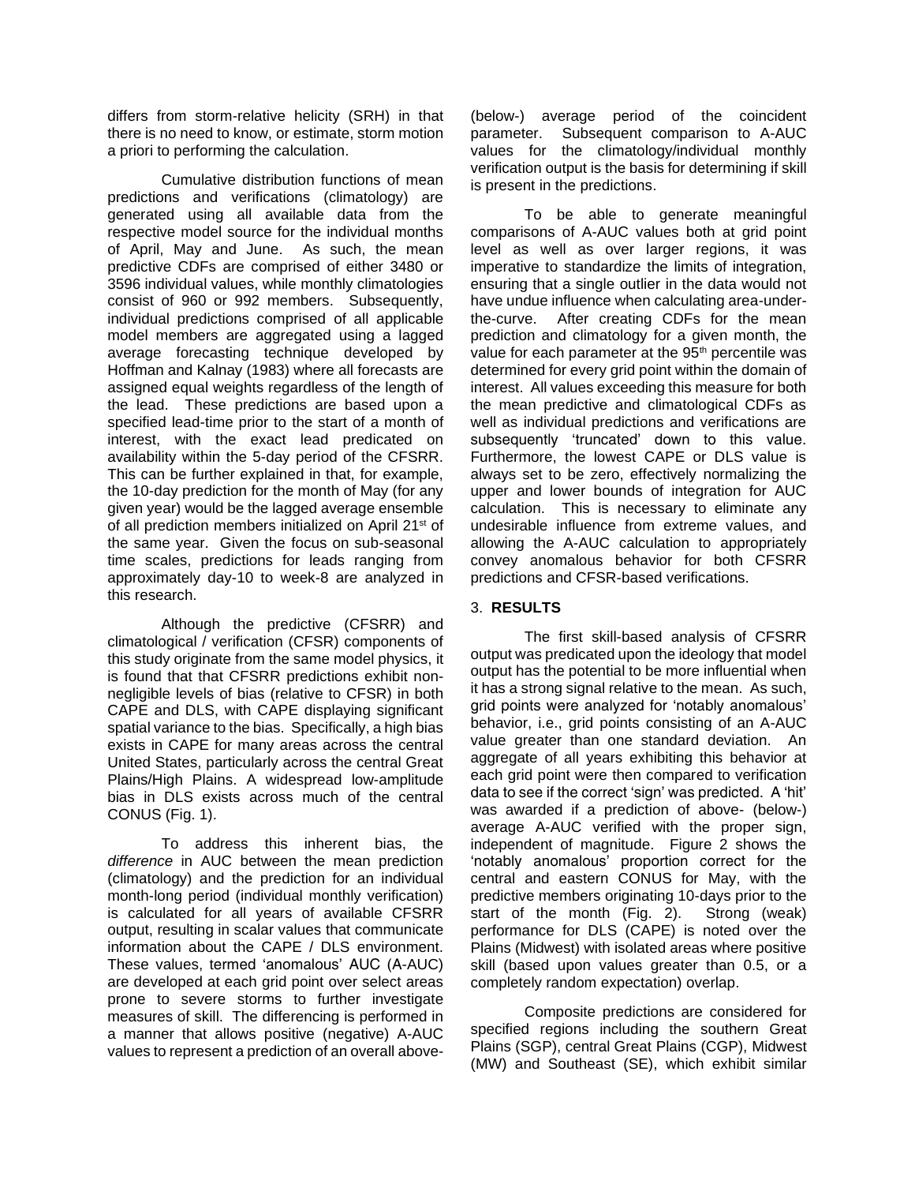differs from storm-relative helicity (SRH) in that there is no need to know, or estimate, storm motion a priori to performing the calculation.

Cumulative distribution functions of mean predictions and verifications (climatology) are generated using all available data from the respective model source for the individual months of April, May and June. As such, the mean predictive CDFs are comprised of either 3480 or 3596 individual values, while monthly climatologies consist of 960 or 992 members. Subsequently, individual predictions comprised of all applicable model members are aggregated using a lagged average forecasting technique developed by Hoffman and Kalnay (1983) where all forecasts are assigned equal weights regardless of the length of the lead. These predictions are based upon a specified lead-time prior to the start of a month of interest, with the exact lead predicated on availability within the 5-day period of the CFSRR. This can be further explained in that, for example, the 10-day prediction for the month of May (for any given year) would be the lagged average ensemble of all prediction members initialized on April 21st of the same year. Given the focus on sub-seasonal time scales, predictions for leads ranging from approximately day-10 to week-8 are analyzed in this research.

Although the predictive (CFSRR) and climatological / verification (CFSR) components of this study originate from the same model physics, it is found that that CFSRR predictions exhibit non-negligible levels of bias (relative to CFSR) in both CAPE and DLS, with CAPE displaying significant spatial variance to the bias. Specifically, a high bias exists in CAPE for many areas across the central United States, particularly across the central Great Plains/High Plains. A widespread low-amplitude bias in DLS exists across much of the central CONUS (Fig. 1).

To address this inherent bias, the *difference* in AUC between the mean prediction (climatology) and the prediction for an individual month-long period (individual monthly verification) is calculated for all years of available CFSRR output, resulting in scalar values that communicate information about the CAPE / DLS environment. These values, termed 'anomalous' AUC (A-AUC) are developed at each grid point over select areas prone to severe storms to further investigate measures of skill. The differencing is performed in a manner that allows positive (negative) A-AUC values to represent a prediction of an overall above- (below-) average period of the coincident parameter. Subsequent comparison to A-AUC values for the climatology/individual monthly verification output is the basis for determining if skill is present in the predictions.

To be able to generate meaningful comparisons of A-AUC values both at grid point level as well as over larger regions, it was imperative to standardize the limits of integration, ensuring that a single outlier in the data would not have undue influence when calculating area-under-the-curve. After creating CDFs for the mean prediction and climatology for a given month, the value for each parameter at the 95th percentile was determined for every grid point within the domain of interest. All values exceeding this measure for both the mean predictive and climatological CDFs as well as individual predictions and verifications are subsequently 'truncated' down to this value. Furthermore, the lowest CAPE or DLS value is always set to be zero, effectively normalizing the upper and lower bounds of integration for AUC calculation. This is necessary to eliminate any undesirable influence from extreme values, and allowing the A-AUC calculation to appropriately convey anomalous behavior for both CFSRR predictions and CFSR-based verifications.

## 3. RESULTS

The first skill-based analysis of CFSRR output was predicated upon the ideology that model output has the potential to be more influential when it has a strong signal relative to the mean. As such, grid points were analyzed for 'notably anomalous' behavior, i.e., grid points consisting of an A-AUC value greater than one standard deviation. An aggregate of all years exhibiting this behavior at each grid point were then compared to verification data to see if the correct 'sign' was predicted. A 'hit' was awarded if a prediction of above- (below-) average A-AUC verified with the proper sign, independent of magnitude. Figure 2 shows the 'notably anomalous' proportion correct for the central and eastern CONUS for May, with the predictive members originating 10-days prior to the start of the month (Fig. 2). Strong (weak) performance for DLS (CAPE) is noted over the Plains (Midwest) with isolated areas where positive skill (based upon values greater than 0.5, or a completely random expectation) overlap.

Composite predictions are considered for specified regions including the southern Great Plains (SGP), central Great Plains (CGP), Midwest (MW) and Southeast (SE), which exhibit similar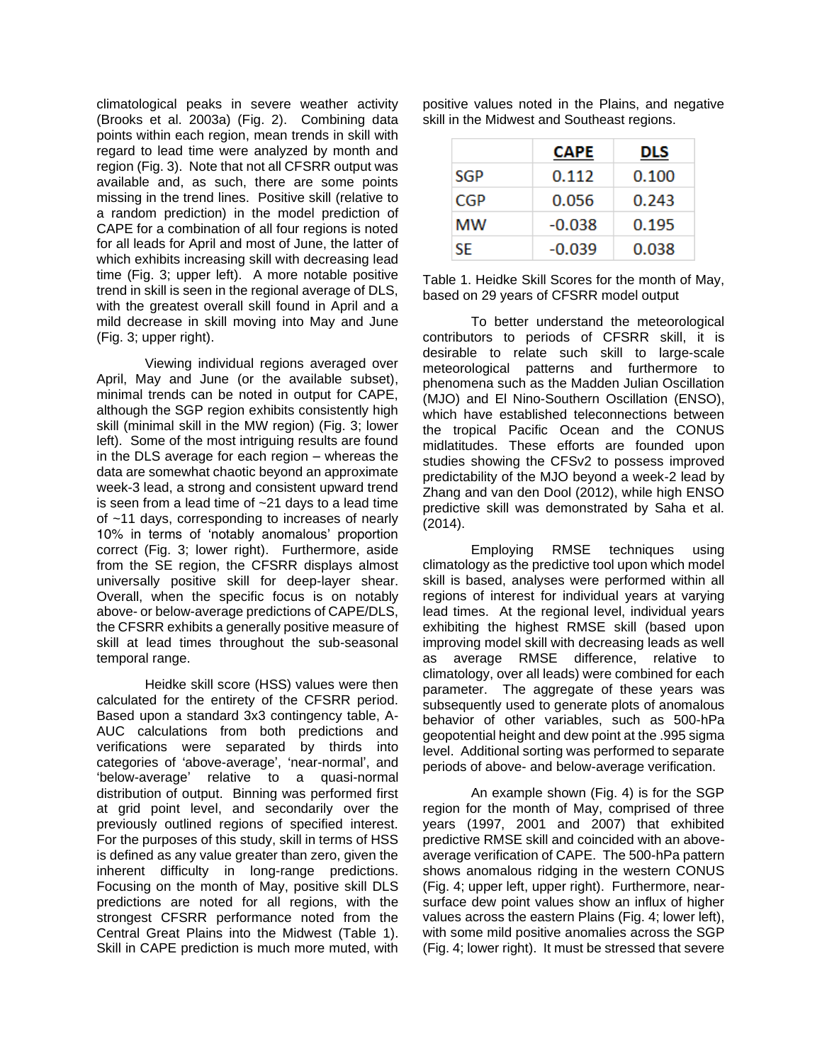climatological peaks in severe weather activity (Brooks et al. 2003a) (Fig. 2). Combining data points within each region, mean trends in skill with regard to lead time were analyzed by month and region (Fig. 3). Note that not all CFSRR output was available and, as such, there are some points missing in the trend lines. Positive skill (relative to a random prediction) in the model prediction of CAPE for a combination of all four regions is noted for all leads for April and most of June, the latter of which exhibits increasing skill with decreasing lead time (Fig. 3; upper left). A more notable positive trend in skill is seen in the regional average of DLS, with the greatest overall skill found in April and a mild decrease in skill moving into May and June (Fig. 3; upper right).

Viewing individual regions averaged over April, May and June (or the available subset), minimal trends can be noted in output for CAPE, although the SGP region exhibits consistently high skill (minimal skill in the MW region) (Fig. 3; lower left). Some of the most intriguing results are found in the DLS average for each region – whereas the data are somewhat chaotic beyond an approximate week-3 lead, a strong and consistent upward trend is seen from a lead time of ~21 days to a lead time of ~11 days, corresponding to increases of nearly 10% in terms of 'notably anomalous' proportion correct (Fig. 3; lower right). Furthermore, aside from the SE region, the CFSRR displays almost universally positive skill for deep-layer shear. Overall, when the specific focus is on notably above- or below-average predictions of CAPE/DLS, the CFSRR exhibits a generally positive measure of skill at lead times throughout the sub-seasonal temporal range.

Heidke skill score (HSS) values were then calculated for the entirety of the CFSRR period. Based upon a standard 3x3 contingency table, A-AUC calculations from both predictions and verifications were separated by thirds into categories of 'above-average', 'near-normal', and 'below-average' relative to a quasi-normal distribution of output. Binning was performed first at grid point level, and secondarily over the previously outlined regions of specified interest. For the purposes of this study, skill in terms of HSS is defined as any value greater than zero, given the inherent difficulty in long-range predictions. Focusing on the month of May, positive skill DLS predictions are noted for all regions, with the strongest CFSRR performance noted from the Central Great Plains into the Midwest (Table 1). Skill in CAPE prediction is much more muted, with positive values noted in the Plains, and negative skill in the Midwest and Southeast regions.

| | **CAPE** | **DLS** |
|---|---|---|
| SGP | 0.112 | 0.100 |
| CGP | 0.056 | 0.243 |
| MW | -0.038 | 0.195 |
| SE | -0.039 | 0.038 |

Table 1. Heidke Skill Scores for the month of May, based on 29 years of CFSRR model output

To better understand the meteorological contributors to periods of CFSRR skill, it is desirable to relate such skill to large-scale meteorological patterns and furthermore to phenomena such as the Madden Julian Oscillation (MJO) and El Nino-Southern Oscillation (ENSO), which have established teleconnections between the tropical Pacific Ocean and the CONUS midlatitudes. These efforts are founded upon studies showing the CFSv2 to possess improved predictability of the MJO beyond a week-2 lead by Zhang and van den Dool (2012), while high ENSO predictive skill was demonstrated by Saha et al. (2014).

Employing RMSE techniques using climatology as the predictive tool upon which model skill is based, analyses were performed within all regions of interest for individual years at varying lead times. At the regional level, individual years exhibiting the highest RMSE skill (based upon improving model skill with decreasing leads as well as average RMSE difference, relative to climatology, over all leads) were combined for each parameter. The aggregate of these years was subsequently used to generate plots of anomalous behavior of other variables, such as 500-hPa geopotential height and dew point at the .995 sigma level. Additional sorting was performed to separate periods of above- and below-average verification.

An example shown (Fig. 4) is for the SGP region for the month of May, comprised of three years (1997, 2001 and 2007) that exhibited predictive RMSE skill and coincided with an above-average verification of CAPE. The 500-hPa pattern shows anomalous ridging in the western CONUS (Fig. 4; upper left, upper right). Furthermore, near-surface dew point values show an influx of higher values across the eastern Plains (Fig. 4; lower left), with some mild positive anomalies across the SGP (Fig. 4; lower right). It must be stressed that severe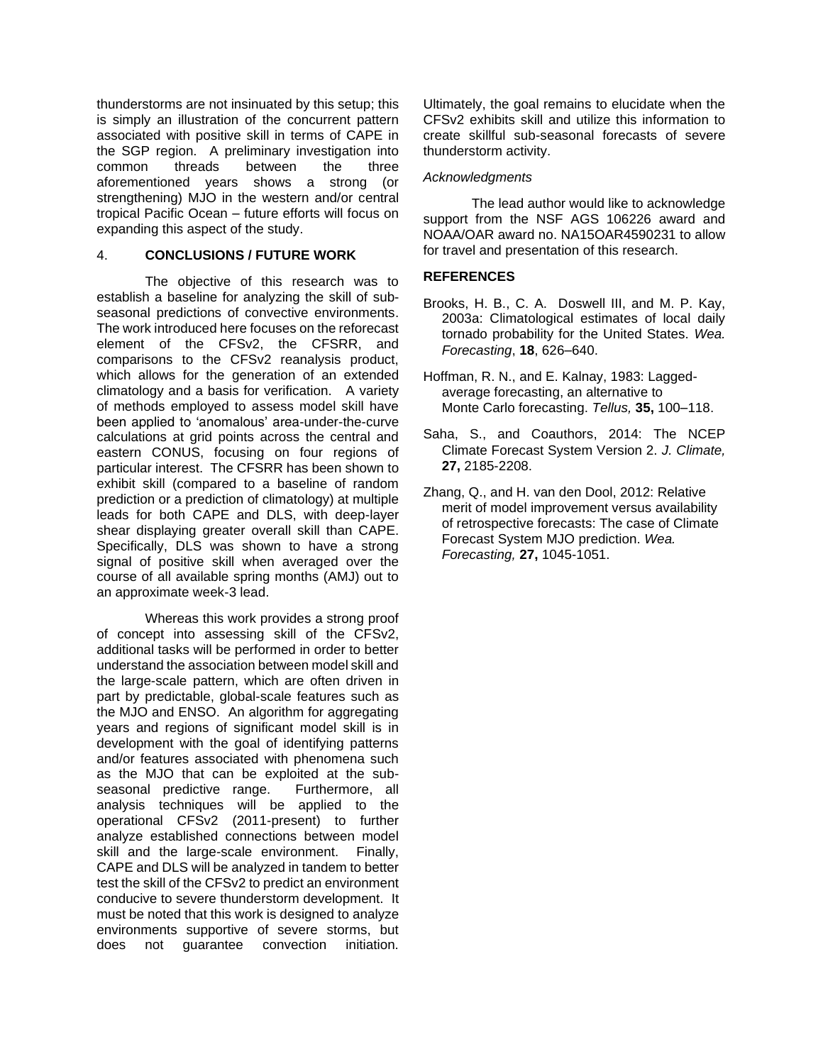thunderstorms are not insinuated by this setup; this is simply an illustration of the concurrent pattern associated with positive skill in terms of CAPE in the SGP region. A preliminary investigation into common threads between the three aforementioned years shows a strong (or strengthening) MJO in the western and/or central tropical Pacific Ocean – future efforts will focus on expanding this aspect of the study.

## 4. CONCLUSIONS / FUTURE WORK

The objective of this research was to establish a baseline for analyzing the skill of sub-seasonal predictions of convective environments. The work introduced here focuses on the reforecast element of the CFSv2, the CFSRR, and comparisons to the CFSv2 reanalysis product, which allows for the generation of an extended climatology and a basis for verification. A variety of methods employed to assess model skill have been applied to 'anomalous' area-under-the-curve calculations at grid points across the central and eastern CONUS, focusing on four regions of particular interest. The CFSRR has been shown to exhibit skill (compared to a baseline of random prediction or a prediction of climatology) at multiple leads for both CAPE and DLS, with deep-layer shear displaying greater overall skill than CAPE. Specifically, DLS was shown to have a strong signal of positive skill when averaged over the course of all available spring months (AMJ) out to an approximate week-3 lead.

Whereas this work provides a strong proof of concept into assessing skill of the CFSv2, additional tasks will be performed in order to better understand the association between model skill and the large-scale pattern, which are often driven in part by predictable, global-scale features such as the MJO and ENSO. An algorithm for aggregating years and regions of significant model skill is in development with the goal of identifying patterns and/or features associated with phenomena such as the MJO that can be exploited at the sub-seasonal predictive range. Furthermore, all analysis techniques will be applied to the operational CFSv2 (2011-present) to further analyze established connections between model skill and the large-scale environment. Finally, CAPE and DLS will be analyzed in tandem to better test the skill of the CFSv2 to predict an environment conducive to severe thunderstorm development. It must be noted that this work is designed to analyze environments supportive of severe storms, but does not guarantee convection initiation. Ultimately, the goal remains to elucidate when the CFSv2 exhibits skill and utilize this information to create skillful sub-seasonal forecasts of severe thunderstorm activity.

*Acknowledgments*

The lead author would like to acknowledge support from the NSF AGS 106226 award and NOAA/OAR award no. NA15OAR4590231 to allow for travel and presentation of this research.

## REFERENCES

Brooks, H. B., C. A. Doswell III, and M. P. Kay, 2003a: Climatological estimates of local daily tornado probability for the United States. *Wea. Forecasting*, **18**, 626–640.

Hoffman, R. N., and E. Kalnay, 1983: Lagged-average forecasting, an alternative to Monte Carlo forecasting. *Tellus,* **35,** 100–118.

Saha, S., and Coauthors, 2014: The NCEP Climate Forecast System Version 2. *J. Climate,* **27,** 2185-2208.

Zhang, Q., and H. van den Dool, 2012: Relative merit of model improvement versus availability of retrospective forecasts: The case of Climate Forecast System MJO prediction. *Wea. Forecasting,* **27,** 1045-1051.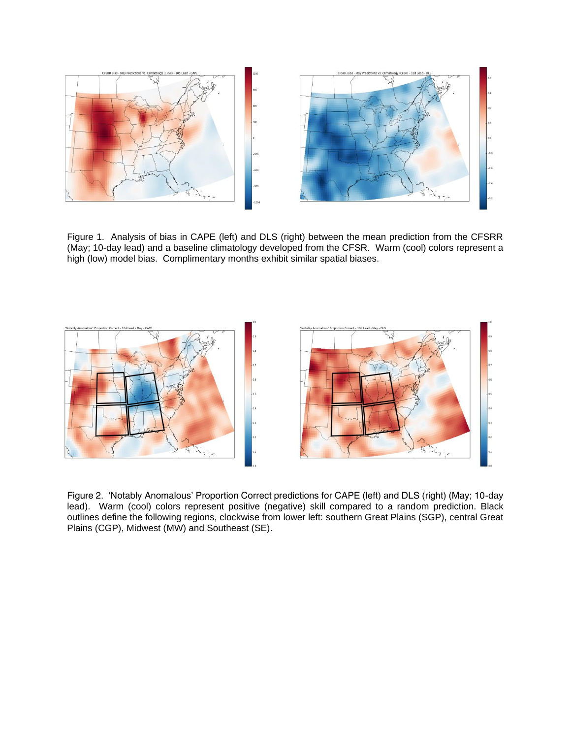Figure 1. Analysis of bias in CAPE (left) and DLS (right) between the mean prediction from the CFSRR (May; 10-day lead) and a baseline climatology developed from the CFSR. Warm (cool) colors represent a high (low) model bias. Complimentary months exhibit similar spatial biases.

Figure 2. 'Notably Anomalous' Proportion Correct predictions for CAPE (left) and DLS (right) (May; 10-day lead). Warm (cool) colors represent positive (negative) skill compared to a random prediction. Black outlines define the following regions, clockwise from lower left: southern Great Plains (SGP), central Great Plains (CGP), Midwest (MW) and Southeast (SE).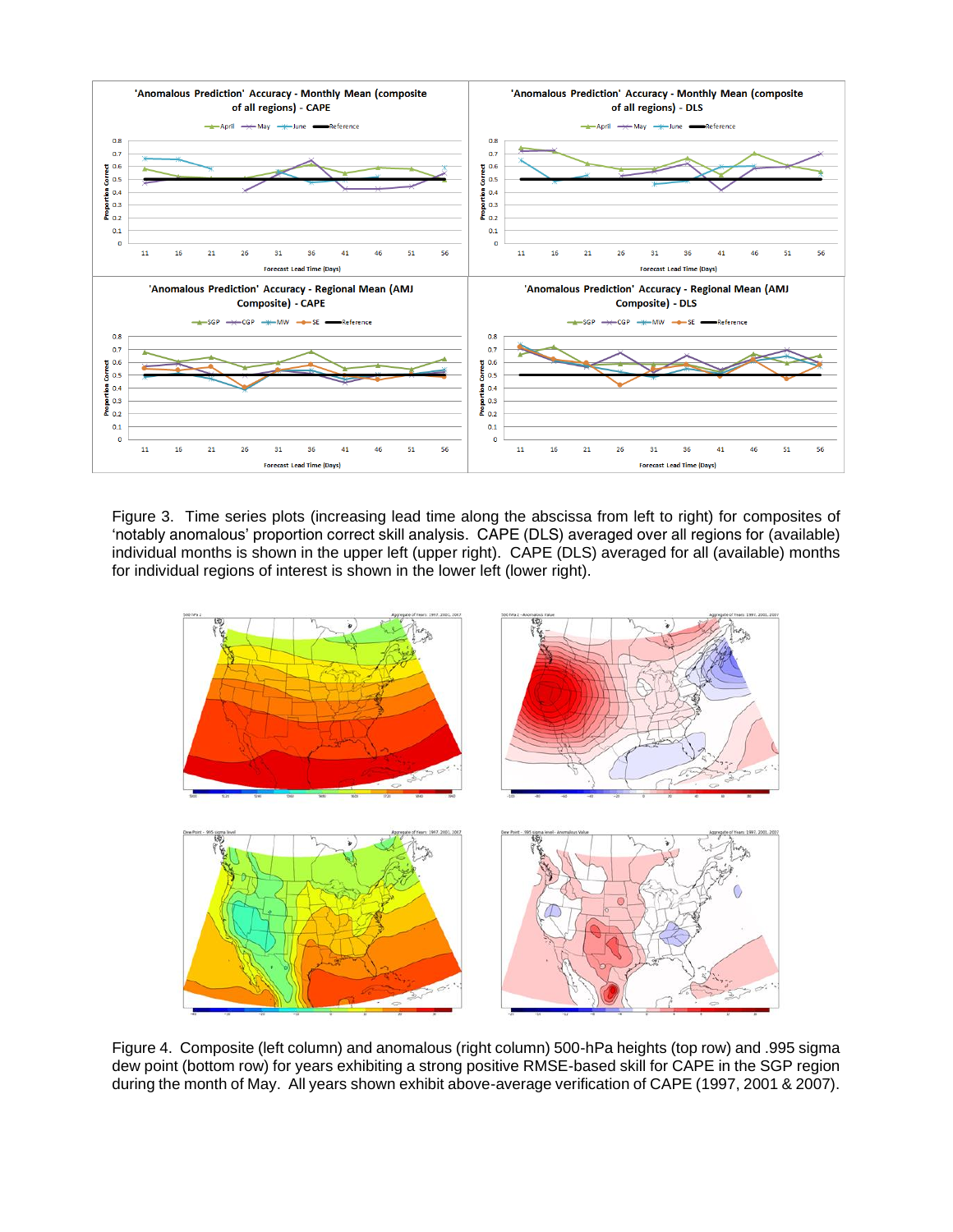'Anomalous Prediction' Accuracy - Monthly Mean (composite of all regions) - CAPE

April May June Reference

Proportion Correct

0.8
0.7
0.6
0.5
0.4
0.3
0.2
0.1
0

11 16 21 26 31 36 41 46 51 56

Forecast Lead Time (Days)

'Anomalous Prediction' Accuracy - Monthly Mean (composite of all regions) - DLS

April May June Reference

Proportion Correct

0.8
0.7
0.6
0.5
0.4
0.3
0.2
0.1
0

11 16 21 26 31 36 41 46 51 56

Forecast Lead Time (Days)

'Anomalous Prediction' Accuracy - Regional Mean (AMJ Composite) - CAPE

SGP CGP MW SE Reference

Proportion Correct

0.8
0.7
0.6
0.5
0.4
0.3
0.2
0.1
0

11 16 21 26 31 36 41 46 51 56

Forecast Lead Time (Days)

'Anomalous Prediction' Accuracy - Regional Mean (AMJ Composite) - DLS

SGP CGP MW SE Reference

Proportion Correct

0.8
0.7
0.6
0.5
0.4
0.3
0.2
0.1
0

11 16 21 26 31 36 41 46 51 56

Forecast Lead Time (Days)

Figure 3. Time series plots (increasing lead time along the abscissa from left to right) for composites of 'notably anomalous' proportion correct skill analysis. CAPE (DLS) averaged over all regions for (available) individual months is shown in the upper left (upper right). CAPE (DLS) averaged for all (available) months for individual regions of interest is shown in the lower left (lower right).

Figure 4. Composite (left column) and anomalous (right column) 500-hPa heights (top row) and .995 sigma dew point (bottom row) for years exhibiting a strong positive RMSE-based skill for CAPE in the SGP region during the month of May. All years shown exhibit above-average verification of CAPE (1997, 2001 & 2007).